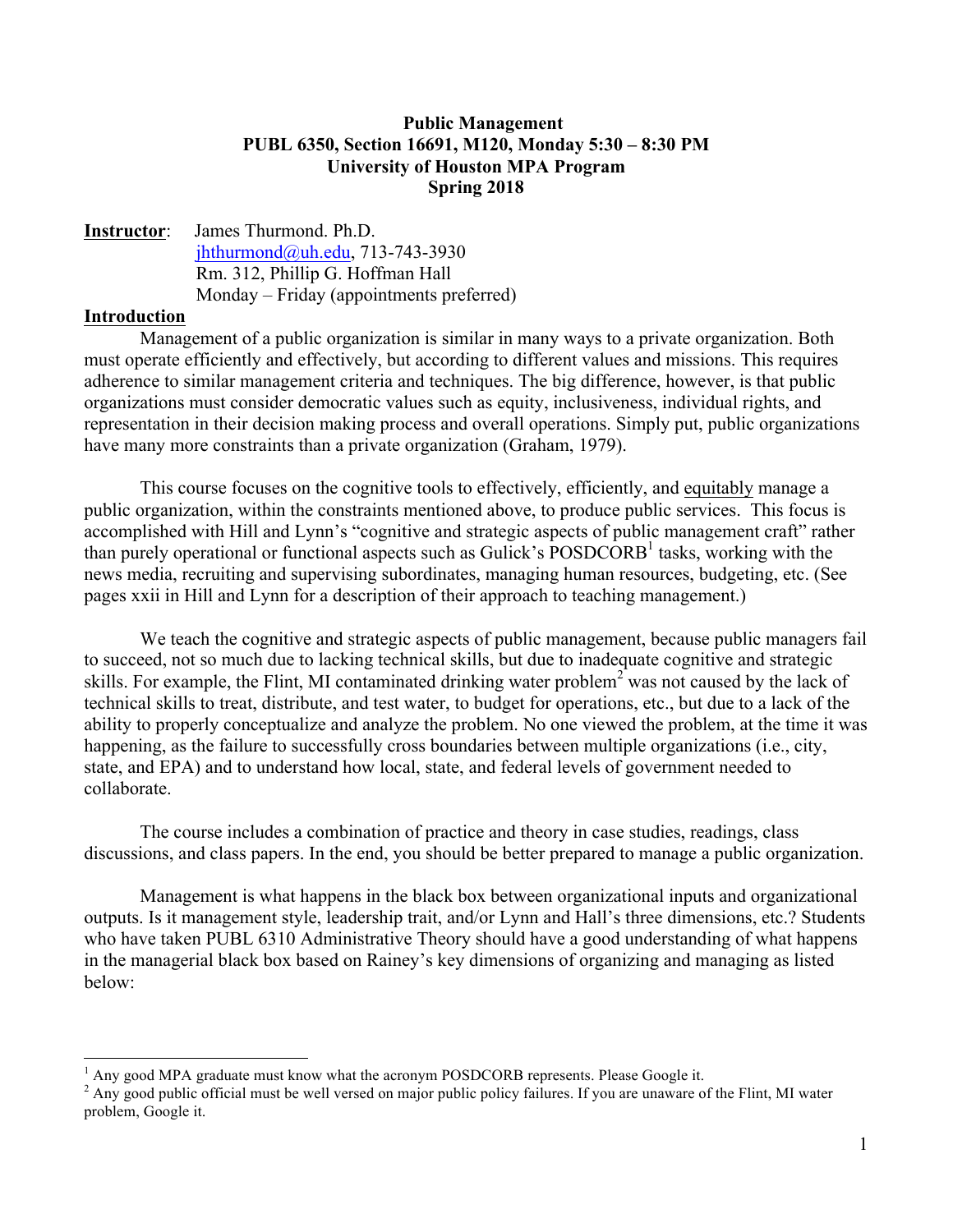**Public Management**
**PUBL 6350, Section 16691, M120, Monday 5:30 – 8:30 PM**
**University of Houston MPA Program**
**Spring 2018**

**Instructor**: James Thurmond. Ph.D.
jhthurmond@uh.edu, 713-743-3930
Rm. 312, Phillip G. Hoffman Hall
Monday – Friday (appointments preferred)

## Introduction

Management of a public organization is similar in many ways to a private organization. Both must operate efficiently and effectively, but according to different values and missions. This requires adherence to similar management criteria and techniques. The big difference, however, is that public organizations must consider democratic values such as equity, inclusiveness, individual rights, and representation in their decision making process and overall operations. Simply put, public organizations have many more constraints than a private organization (Graham, 1979).

This course focuses on the cognitive tools to effectively, efficiently, and equitably manage a public organization, within the constraints mentioned above, to produce public services. This focus is accomplished with Hill and Lynn's "cognitive and strategic aspects of public management craft" rather than purely operational or functional aspects such as Gulick's POSDCORB[1] tasks, working with the news media, recruiting and supervising subordinates, managing human resources, budgeting, etc. (See pages xxii in Hill and Lynn for a description of their approach to teaching management.)

We teach the cognitive and strategic aspects of public management, because public managers fail to succeed, not so much due to lacking technical skills, but due to inadequate cognitive and strategic skills. For example, the Flint, MI contaminated drinking water problem[2] was not caused by the lack of technical skills to treat, distribute, and test water, to budget for operations, etc., but due to a lack of the ability to properly conceptualize and analyze the problem. No one viewed the problem, at the time it was happening, as the failure to successfully cross boundaries between multiple organizations (i.e., city, state, and EPA) and to understand how local, state, and federal levels of government needed to collaborate.

The course includes a combination of practice and theory in case studies, readings, class discussions, and class papers. In the end, you should be better prepared to manage a public organization.

Management is what happens in the black box between organizational inputs and organizational outputs. Is it management style, leadership trait, and/or Lynn and Hall's three dimensions, etc.? Students who have taken PUBL 6310 Administrative Theory should have a good understanding of what happens in the managerial black box based on Rainey's key dimensions of organizing and managing as listed below:

---

[1] Any good MPA graduate must know what the acronym POSDCORB represents. Please Google it.

[2] Any good public official must be well versed on major public policy failures. If you are unaware of the Flint, MI water problem, Google it.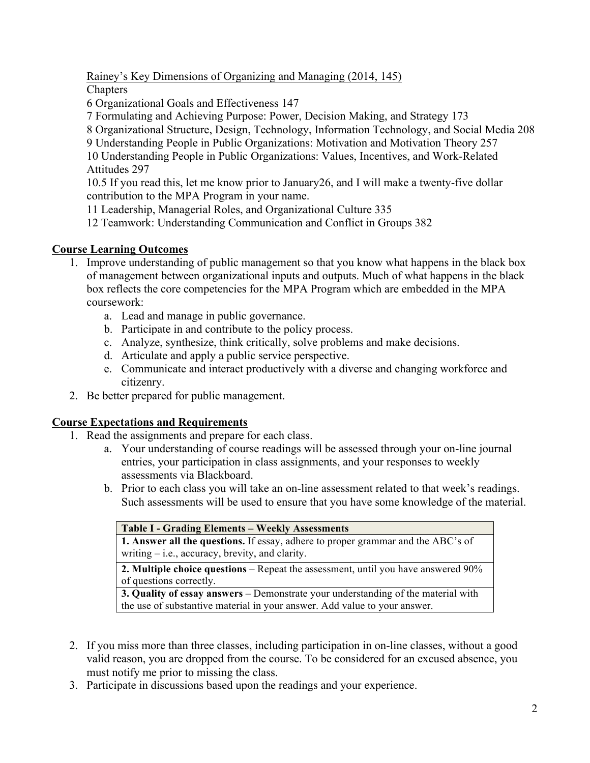<u>Rainey's Key Dimensions of Organizing and Managing (2014, 145)</u>
Chapters
6 Organizational Goals and Effectiveness 147
7 Formulating and Achieving Purpose: Power, Decision Making, and Strategy 173
8 Organizational Structure, Design, Technology, Information Technology, and Social Media 208
9 Understanding People in Public Organizations: Motivation and Motivation Theory 257
10 Understanding People in Public Organizations: Values, Incentives, and Work-Related Attitudes 297
10.5 If you read this, let me know prior to January26, and I will make a twenty-five dollar contribution to the MPA Program in your name.
11 Leadership, Managerial Roles, and Organizational Culture 335
12 Teamwork: Understanding Communication and Conflict in Groups 382

## Course Learning Outcomes

1. Improve understanding of public management so that you know what happens in the black box of management between organizational inputs and outputs. Much of what happens in the black box reflects the core competencies for the MPA Program which are embedded in the MPA coursework:
    a. Lead and manage in public governance.
    b. Participate in and contribute to the policy process.
    c. Analyze, synthesize, think critically, solve problems and make decisions.
    d. Articulate and apply a public service perspective.
    e. Communicate and interact productively with a diverse and changing workforce and citizenry.
2. Be better prepared for public management.

## Course Expectations and Requirements

1. Read the assignments and prepare for each class.
    a. Your understanding of course readings will be assessed through your on-line journal entries, your participation in class assignments, and your responses to weekly assessments via Blackboard.
    b. Prior to each class you will take an on-line assessment related to that week's readings. Such assessments will be used to ensure that you have some knowledge of the material.

| Table I - Grading Elements – Weekly Assessments |
|---|
| **1. Answer all the questions.** If essay, adhere to proper grammar and the ABC's of writing – i.e., accuracy, brevity, and clarity. |
| **2. Multiple choice questions –** Repeat the assessment, until you have answered 90% of questions correctly. |
| **3. Quality of essay answers** – Demonstrate your understanding of the material with the use of substantive material in your answer. Add value to your answer. |

2. If you miss more than three classes, including participation in on-line classes, without a good valid reason, you are dropped from the course. To be considered for an excused absence, you must notify me prior to missing the class.
3. Participate in discussions based upon the readings and your experience.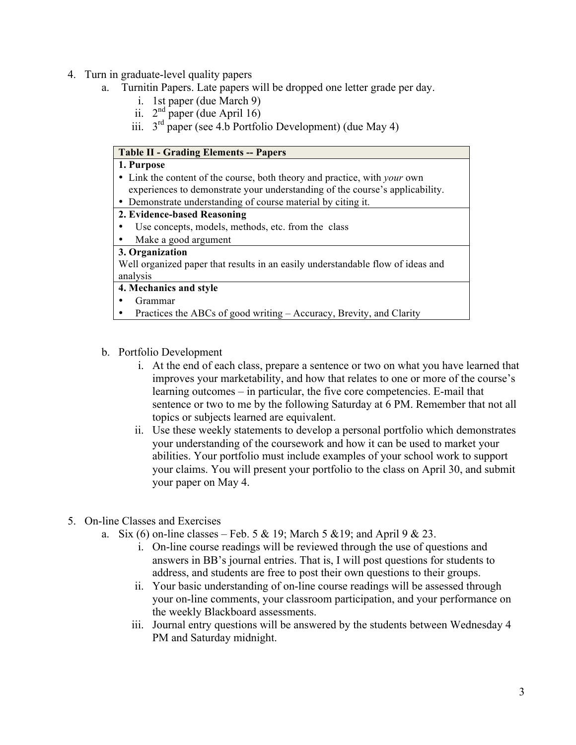4. Turn in graduate-level quality papers
   a. Turnitin Papers. Late papers will be dropped one letter grade per day.
      i. 1st paper (due March 9)
      ii. 2nd paper (due April 16)
      iii. 3rd paper (see 4.b Portfolio Development) (due May 4)

| Table II - Grading Elements -- Papers |
|---|
| **1. Purpose**<br>• Link the content of the course, both theory and practice, with *your* own experiences to demonstrate your understanding of the course's applicability.<br>• Demonstrate understanding of course material by citing it. |
| **2. Evidence-based Reasoning**<br>• Use concepts, models, methods, etc. from the class<br>• Make a good argument |
| **3. Organization**<br>Well organized paper that results in an easily understandable flow of ideas and analysis |
| **4. Mechanics and style**<br>• Grammar<br>• Practices the ABCs of good writing – Accuracy, Brevity, and Clarity |

   b. Portfolio Development
      i. At the end of each class, prepare a sentence or two on what you have learned that improves your marketability, and how that relates to one or more of the course's learning outcomes – in particular, the five core competencies. E-mail that sentence or two to me by the following Saturday at 6 PM. Remember that not all topics or subjects learned are equivalent.
      ii. Use these weekly statements to develop a personal portfolio which demonstrates your understanding of the coursework and how it can be used to market your abilities. Your portfolio must include examples of your school work to support your claims. You will present your portfolio to the class on April 30, and submit your paper on May 4.

5. On-line Classes and Exercises
   a. Six (6) on-line classes – Feb. 5 & 19; March 5 &19; and April 9 & 23.
      i. On-line course readings will be reviewed through the use of questions and answers in BB's journal entries. That is, I will post questions for students to address, and students are free to post their own questions to their groups.
      ii. Your basic understanding of on-line course readings will be assessed through your on-line comments, your classroom participation, and your performance on the weekly Blackboard assessments.
      iii. Journal entry questions will be answered by the students between Wednesday 4 PM and Saturday midnight.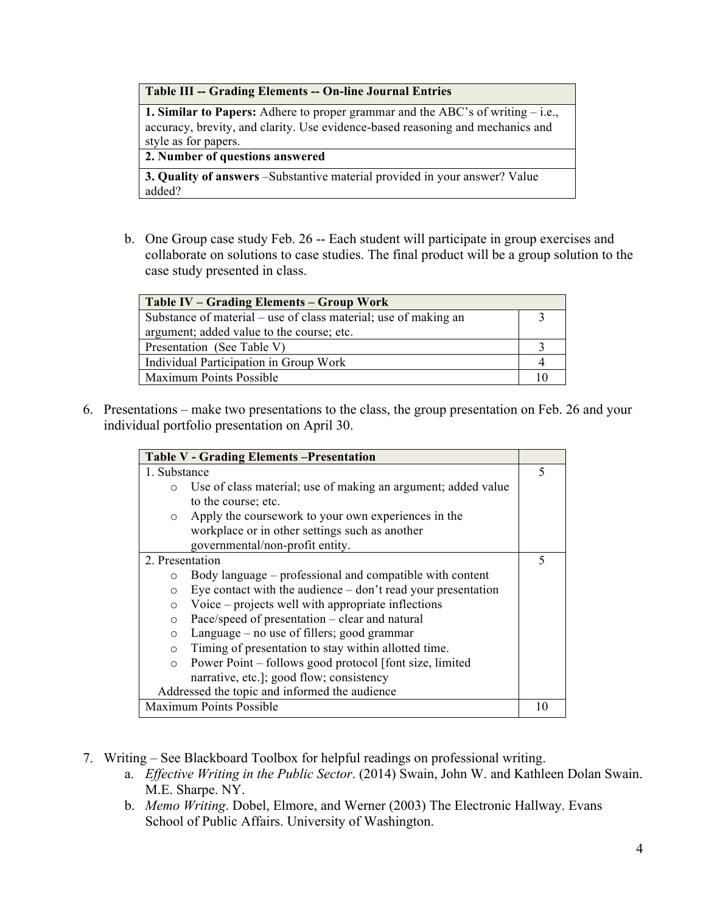| Table III -- Grading Elements -- On-line Journal Entries |
| --- |
| **1. Similar to Papers:** Adhere to proper grammar and the ABC's of writing – i.e., accuracy, brevity, and clarity. Use evidence-based reasoning and mechanics and style as for papers. |
| **2. Number of questions answered** |
| **3. Quality of answers** –Substantive material provided in your answer? Value added? |

b. One Group case study Feb. 26 -- Each student will participate in group exercises and collaborate on solutions to case studies. The final product will be a group solution to the case study presented in class.

| Table IV – Grading Elements – Group Work | |
| --- | --- |
| Substance of material – use of class material; use of making an argument; added value to the course; etc. | 3 |
| Presentation (See Table V) | 3 |
| Individual Participation in Group Work | 4 |
| Maximum Points Possible | 10 |

6. Presentations – make two presentations to the class, the group presentation on Feb. 26 and your individual portfolio presentation on April 30.

| Table V - Grading Elements –Presentation | |
| --- | --- |
| 1. Substance<br>○ Use of class material; use of making an argument; added value to the course; etc.<br>○ Apply the coursework to your own experiences in the workplace or in other settings such as another governmental/non-profit entity. | 5 |
| 2. Presentation<br>○ Body language – professional and compatible with content<br>○ Eye contact with the audience – don't read your presentation<br>○ Voice – projects well with appropriate inflections<br>○ Pace/speed of presentation – clear and natural<br>○ Language – no use of fillers; good grammar<br>○ Timing of presentation to stay within allotted time.<br>○ Power Point – follows good protocol [font size, limited narrative, etc.]; good flow; consistency<br>Addressed the topic and informed the audience | 5 |
| Maximum Points Possible | 10 |

7. Writing – See Blackboard Toolbox for helpful readings on professional writing.
   a. *Effective Writing in the Public Sector*. (2014) Swain, John W. and Kathleen Dolan Swain. M.E. Sharpe. NY.
   b. *Memo Writing*. Dobel, Elmore, and Werner (2003) The Electronic Hallway. Evans School of Public Affairs. University of Washington.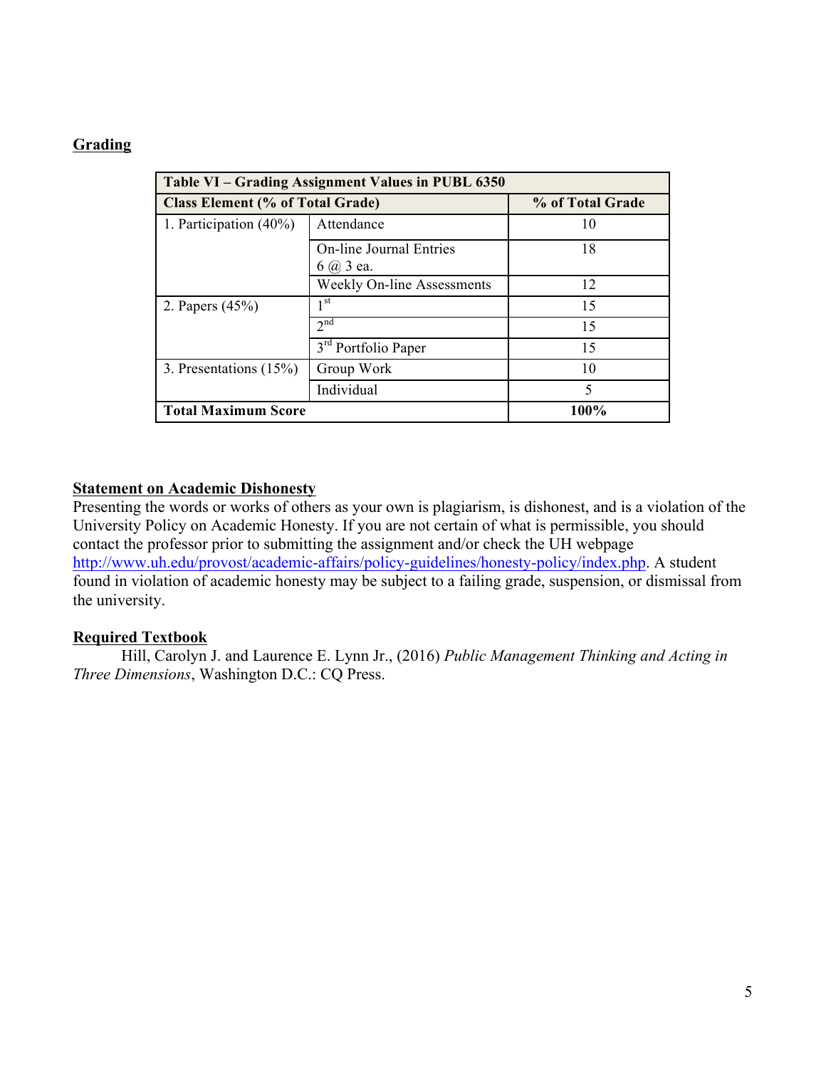## Grading

| Table VI – Grading Assignment Values in PUBL 6350 | | |
|---|---|---|
| **Class Element (% of Total Grade)** | | **% of Total Grade** |
| 1. Participation (40%) | Attendance | 10 |
| | On-line Journal Entries 6 @ 3 ea. | 18 |
| | Weekly On-line Assessments | 12 |
| 2. Papers (45%) | 1st | 15 |
| | 2nd | 15 |
| | 3rd Portfolio Paper | 15 |
| 3. Presentations (15%) | Group Work | 10 |
| | Individual | 5 |
| **Total Maximum Score** | | **100%** |

## Statement on Academic Dishonesty

Presenting the words or works of others as your own is plagiarism, is dishonest, and is a violation of the University Policy on Academic Honesty. If you are not certain of what is permissible, you should contact the professor prior to submitting the assignment and/or check the UH webpage http://www.uh.edu/provost/academic-affairs/policy-guidelines/honesty-policy/index.php. A student found in violation of academic honesty may be subject to a failing grade, suspension, or dismissal from the university.

## Required Textbook

Hill, Carolyn J. and Laurence E. Lynn Jr., (2016) *Public Management Thinking and Acting in Three Dimensions*, Washington D.C.: CQ Press.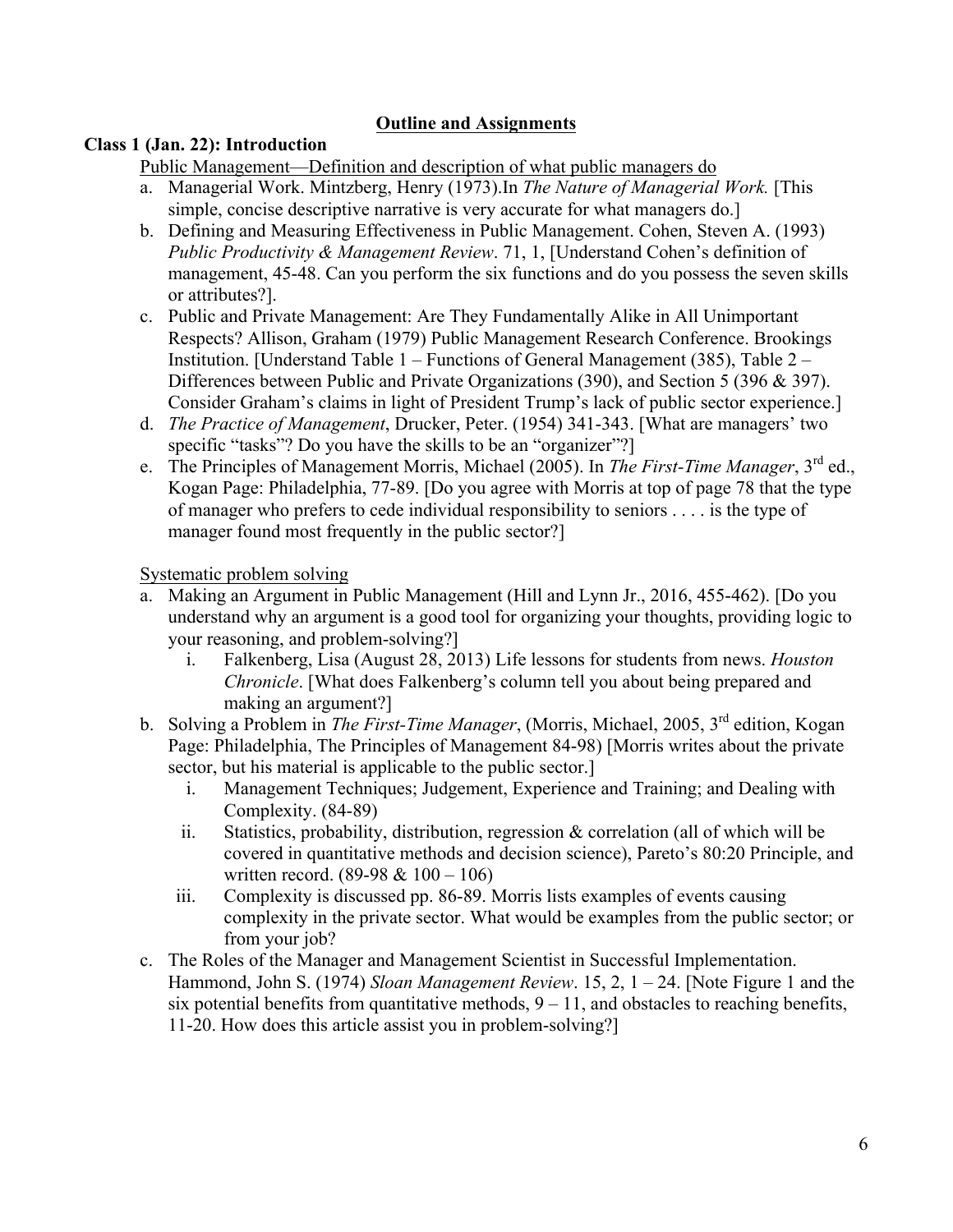## Outline and Assignments

**Class 1 (Jan. 22): Introduction**

Public Management—Definition and description of what public managers do

a. Managerial Work. Mintzberg, Henry (1973).In *The Nature of Managerial Work.* [This simple, concise descriptive narrative is very accurate for what managers do.]
b. Defining and Measuring Effectiveness in Public Management. Cohen, Steven A. (1993) *Public Productivity & Management Review*. 71, 1, [Understand Cohen's definition of management, 45-48. Can you perform the six functions and do you possess the seven skills or attributes?].
c. Public and Private Management: Are They Fundamentally Alike in All Unimportant Respects? Allison, Graham (1979) Public Management Research Conference. Brookings Institution. [Understand Table 1 – Functions of General Management (385), Table 2 – Differences between Public and Private Organizations (390), and Section 5 (396 & 397). Consider Graham's claims in light of President Trump's lack of public sector experience.]
d. *The Practice of Management*, Drucker, Peter. (1954) 341-343. [What are managers' two specific "tasks"? Do you have the skills to be an "organizer"?]
e. The Principles of Management Morris, Michael (2005). In *The First-Time Manager*, 3rd ed., Kogan Page: Philadelphia, 77-89. [Do you agree with Morris at top of page 78 that the type of manager who prefers to cede individual responsibility to seniors . . . . is the type of manager found most frequently in the public sector?]

Systematic problem solving

a. Making an Argument in Public Management (Hill and Lynn Jr., 2016, 455-462). [Do you understand why an argument is a good tool for organizing your thoughts, providing logic to your reasoning, and problem-solving?]
   i. Falkenberg, Lisa (August 28, 2013) Life lessons for students from news. *Houston Chronicle*. [What does Falkenberg's column tell you about being prepared and making an argument?]
b. Solving a Problem in *The First-Time Manager*, (Morris, Michael, 2005, 3rd edition, Kogan Page: Philadelphia, The Principles of Management 84-98) [Morris writes about the private sector, but his material is applicable to the public sector.]
   i. Management Techniques; Judgement, Experience and Training; and Dealing with Complexity. (84-89)
   ii. Statistics, probability, distribution, regression & correlation (all of which will be covered in quantitative methods and decision science), Pareto's 80:20 Principle, and written record. (89-98 & 100 – 106)
   iii. Complexity is discussed pp. 86-89. Morris lists examples of events causing complexity in the private sector. What would be examples from the public sector; or from your job?
c. The Roles of the Manager and Management Scientist in Successful Implementation. Hammond, John S. (1974) *Sloan Management Review*. 15, 2, 1 – 24. [Note Figure 1 and the six potential benefits from quantitative methods, 9 – 11, and obstacles to reaching benefits, 11-20. How does this article assist you in problem-solving?]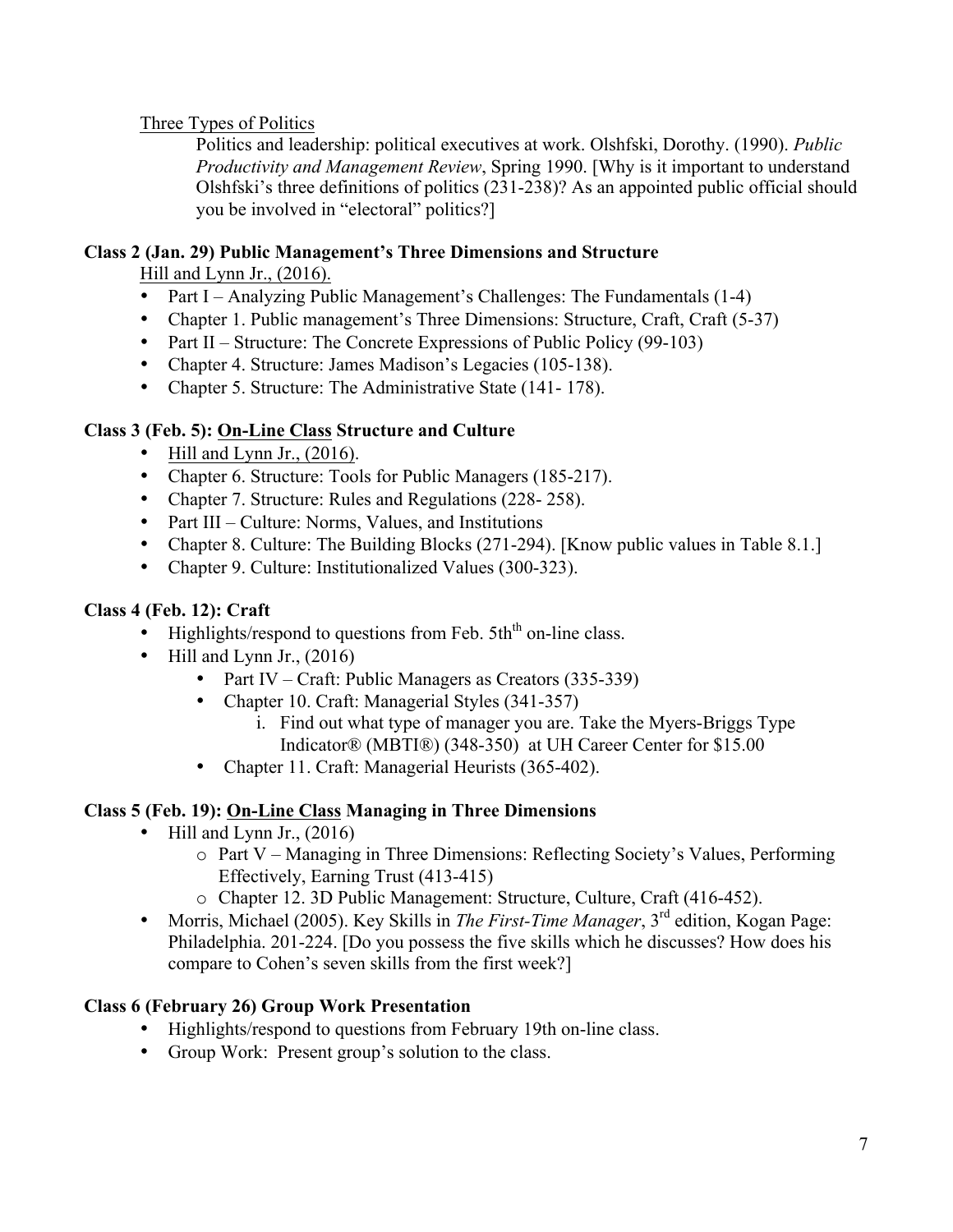Three Types of Politics

Politics and leadership: political executives at work. Olshfski, Dorothy. (1990). *Public Productivity and Management Review*, Spring 1990. [Why is it important to understand Olshfski's three definitions of politics (231-238)? As an appointed public official should you be involved in "electoral" politics?]

**Class 2 (Jan. 29) Public Management's Three Dimensions and Structure**

Hill and Lynn Jr., (2016).

- Part I – Analyzing Public Management's Challenges: The Fundamentals (1-4)
- Chapter 1. Public management's Three Dimensions: Structure, Craft, Craft (5-37)
- Part II – Structure: The Concrete Expressions of Public Policy (99-103)
- Chapter 4. Structure: James Madison's Legacies (105-138).
- Chapter 5. Structure: The Administrative State (141- 178).

**Class 3 (Feb. 5): On-Line Class Structure and Culture**

- Hill and Lynn Jr., (2016).
- Chapter 6. Structure: Tools for Public Managers (185-217).
- Chapter 7. Structure: Rules and Regulations (228- 258).
- Part III – Culture: Norms, Values, and Institutions
- Chapter 8. Culture: The Building Blocks (271-294). [Know public values in Table 8.1.]
- Chapter 9. Culture: Institutionalized Values (300-323).

**Class 4 (Feb. 12): Craft**

- Highlights/respond to questions from Feb. 5th on-line class.
- Hill and Lynn Jr., (2016)
  - Part IV – Craft: Public Managers as Creators (335-339)
  - Chapter 10. Craft: Managerial Styles (341-357)
    1. Find out what type of manager you are. Take the Myers-Briggs Type Indicator® (MBTI®) (348-350) at UH Career Center for $15.00
  - Chapter 11. Craft: Managerial Heurists (365-402).

**Class 5 (Feb. 19): On-Line Class Managing in Three Dimensions**

- Hill and Lynn Jr., (2016)
  - Part V – Managing in Three Dimensions: Reflecting Society's Values, Performing Effectively, Earning Trust (413-415)
  - Chapter 12. 3D Public Management: Structure, Culture, Craft (416-452).
- Morris, Michael (2005). Key Skills in *The First-Time Manager*, 3rd edition, Kogan Page: Philadelphia. 201-224. [Do you possess the five skills which he discusses? How does his compare to Cohen's seven skills from the first week?]

**Class 6 (February 26) Group Work Presentation**

- Highlights/respond to questions from February 19th on-line class.
- Group Work: Present group's solution to the class.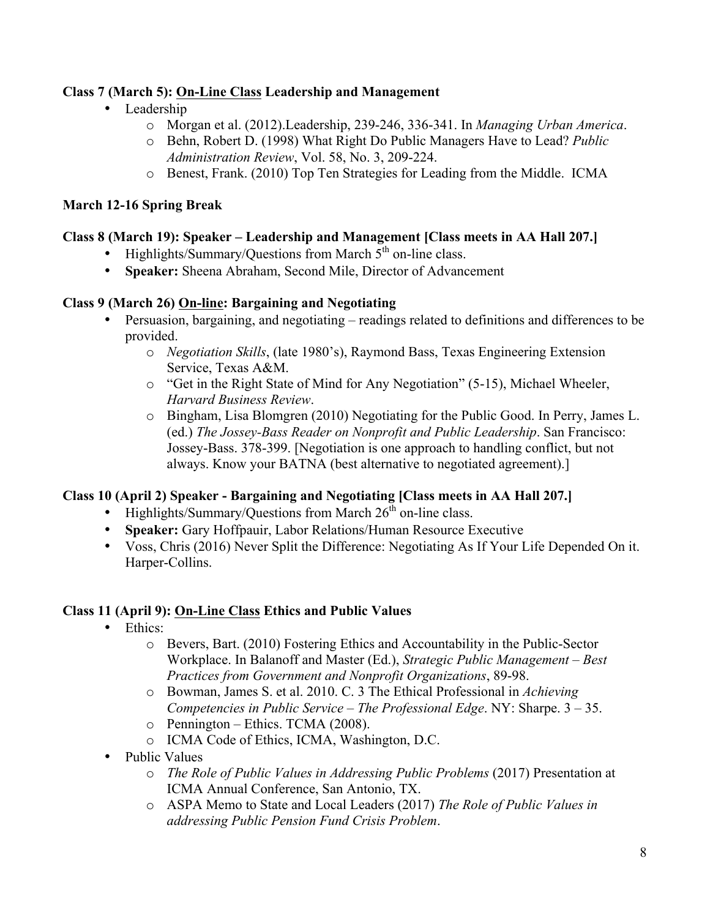**Class 7 (March 5): On-Line Class Leadership and Management**

- Leadership
  - Morgan et al. (2012).Leadership, 239-246, 336-341. In *Managing Urban America*.
  - Behn, Robert D. (1998) What Right Do Public Managers Have to Lead? *Public Administration Review*, Vol. 58, No. 3, 209-224.
  - Benest, Frank. (2010) Top Ten Strategies for Leading from the Middle. ICMA

**March 12-16 Spring Break**

**Class 8 (March 19): Speaker – Leadership and Management [Class meets in AA Hall 207.]**

- Highlights/Summary/Questions from March 5th on-line class.
- **Speaker:** Sheena Abraham, Second Mile, Director of Advancement

**Class 9 (March 26) On-line: Bargaining and Negotiating**

- Persuasion, bargaining, and negotiating – readings related to definitions and differences to be provided.
  - *Negotiation Skills*, (late 1980's), Raymond Bass, Texas Engineering Extension Service, Texas A&M.
  - "Get in the Right State of Mind for Any Negotiation" (5-15), Michael Wheeler, *Harvard Business Review*.
  - Bingham, Lisa Blomgren (2010) Negotiating for the Public Good. In Perry, James L. (ed.) *The Jossey-Bass Reader on Nonprofit and Public Leadership*. San Francisco: Jossey-Bass. 378-399. [Negotiation is one approach to handling conflict, but not always. Know your BATNA (best alternative to negotiated agreement).]

**Class 10 (April 2) Speaker - Bargaining and Negotiating [Class meets in AA Hall 207.]**

- Highlights/Summary/Questions from March 26th on-line class.
- **Speaker:** Gary Hoffpauir, Labor Relations/Human Resource Executive
- Voss, Chris (2016) Never Split the Difference: Negotiating As If Your Life Depended On it. Harper-Collins.

**Class 11 (April 9): On-Line Class Ethics and Public Values**

- Ethics:
  - Bevers, Bart. (2010) Fostering Ethics and Accountability in the Public-Sector Workplace. In Balanoff and Master (Ed.), *Strategic Public Management – Best Practices from Government and Nonprofit Organizations*, 89-98.
  - Bowman, James S. et al. 2010. C. 3 The Ethical Professional in *Achieving Competencies in Public Service – The Professional Edge*. NY: Sharpe. 3 – 35.
  - Pennington – Ethics. TCMA (2008).
  - ICMA Code of Ethics, ICMA, Washington, D.C.
- Public Values
  - *The Role of Public Values in Addressing Public Problems* (2017) Presentation at ICMA Annual Conference, San Antonio, TX.
  - ASPA Memo to State and Local Leaders (2017) *The Role of Public Values in addressing Public Pension Fund Crisis Problem*.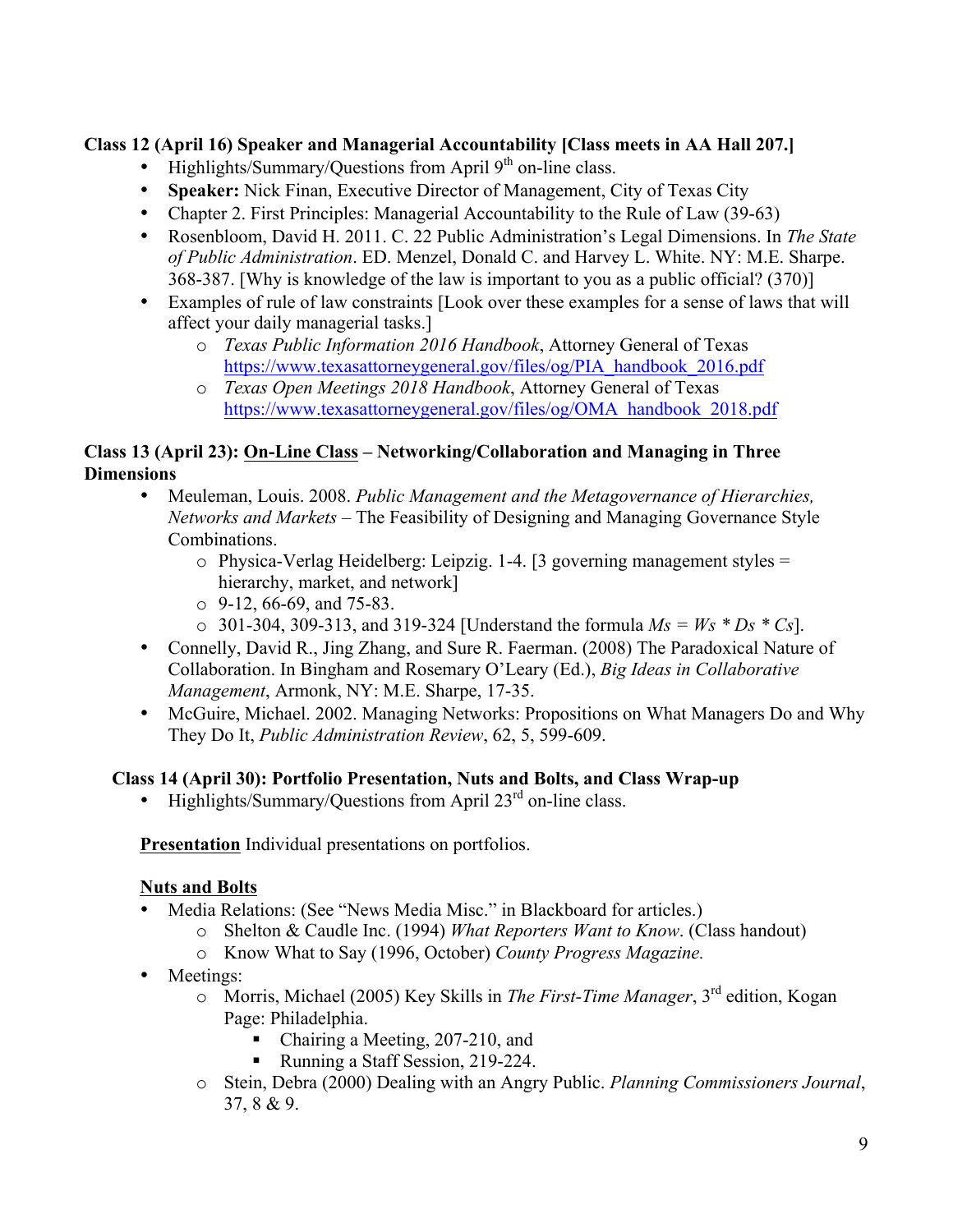**Class 12 (April 16) Speaker and Managerial Accountability [Class meets in AA Hall 207.]**

- Highlights/Summary/Questions from April 9th on-line class.
- **Speaker:** Nick Finan, Executive Director of Management, City of Texas City
- Chapter 2. First Principles: Managerial Accountability to the Rule of Law (39-63)
- Rosenbloom, David H. 2011. C. 22 Public Administration's Legal Dimensions. In *The State of Public Administration*. ED. Menzel, Donald C. and Harvey L. White. NY: M.E. Sharpe. 368-387. [Why is knowledge of the law is important to you as a public official? (370)]
- Examples of rule of law constraints [Look over these examples for a sense of laws that will affect your daily managerial tasks.]
  - *Texas Public Information 2016 Handbook*, Attorney General of Texas https://www.texasattorneygeneral.gov/files/og/PIA_handbook_2016.pdf
  - *Texas Open Meetings 2018 Handbook*, Attorney General of Texas https://www.texasattorneygeneral.gov/files/og/OMA_handbook_2018.pdf

**Class 13 (April 23): On-Line Class – Networking/Collaboration and Managing in Three Dimensions**

- Meuleman, Louis. 2008. *Public Management and the Metagovernance of Hierarchies, Networks and Markets* – The Feasibility of Designing and Managing Governance Style Combinations.
  - Physica-Verlag Heidelberg: Leipzig. 1-4. [3 governing management styles = hierarchy, market, and network]
  - 9-12, 66-69, and 75-83.
  - 301-304, 309-313, and 319-324 [Understand the formula $Ms = Ws * Ds * Cs$].
- Connelly, David R., Jing Zhang, and Sure R. Faerman. (2008) The Paradoxical Nature of Collaboration. In Bingham and Rosemary O'Leary (Ed.), *Big Ideas in Collaborative Management*, Armonk, NY: M.E. Sharpe, 17-35.
- McGuire, Michael. 2002. Managing Networks: Propositions on What Managers Do and Why They Do It, *Public Administration Review*, 62, 5, 599-609.

**Class 14 (April 30): Portfolio Presentation, Nuts and Bolts, and Class Wrap-up**

- Highlights/Summary/Questions from April 23rd on-line class.

**Presentation** Individual presentations on portfolios.

**Nuts and Bolts**

- Media Relations: (See "News Media Misc." in Blackboard for articles.)
  - Shelton & Caudle Inc. (1994) *What Reporters Want to Know*. (Class handout)
  - Know What to Say (1996, October) *County Progress Magazine.*
- Meetings:
  - Morris, Michael (2005) Key Skills in *The First-Time Manager*, 3rd edition, Kogan Page: Philadelphia.
    - Chairing a Meeting, 207-210, and
    - Running a Staff Session, 219-224.
  - Stein, Debra (2000) Dealing with an Angry Public. *Planning Commissioners Journal*, 37, 8 & 9.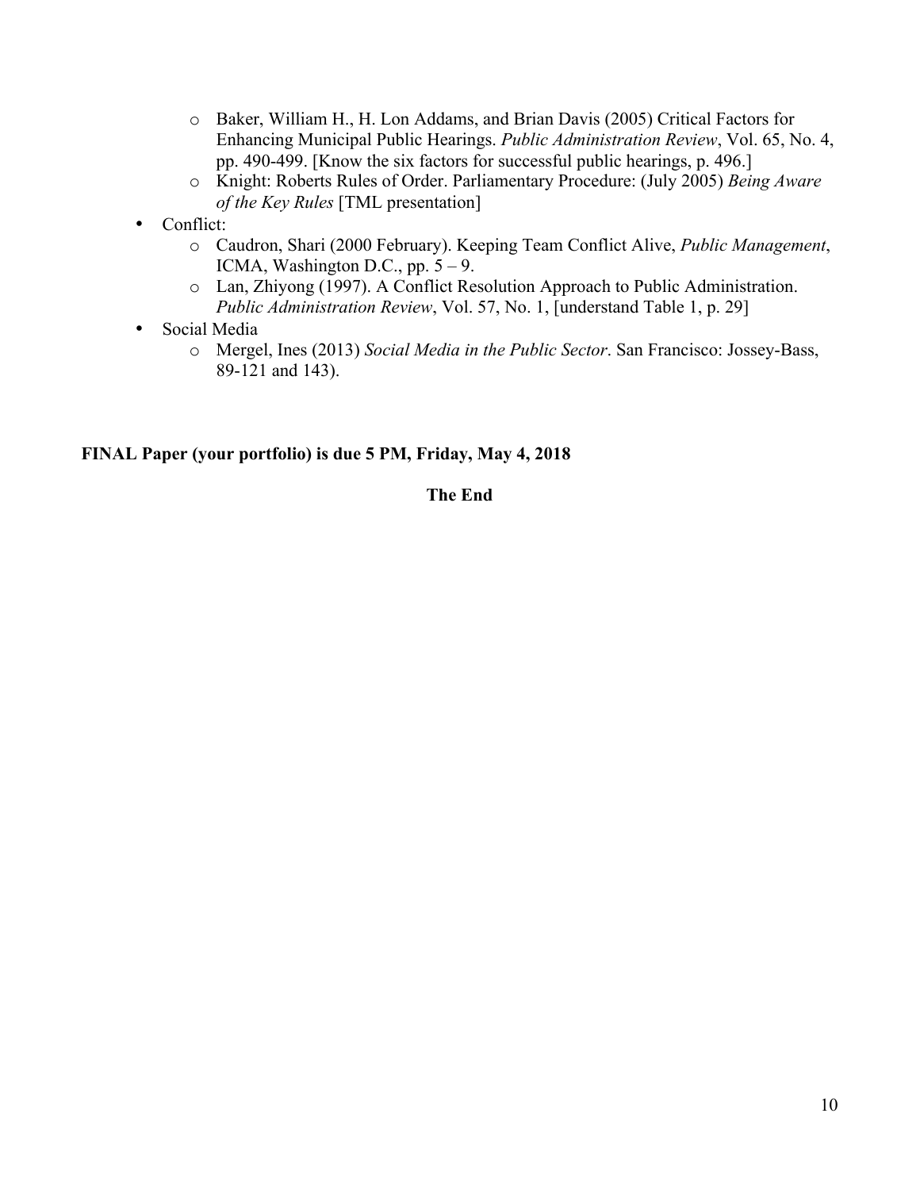- Baker, William H., H. Lon Addams, and Brian Davis (2005) Critical Factors for Enhancing Municipal Public Hearings. *Public Administration Review*, Vol. 65, No. 4, pp. 490-499. [Know the six factors for successful public hearings, p. 496.]
  - Knight: Roberts Rules of Order. Parliamentary Procedure: (July 2005) *Being Aware of the Key Rules* [TML presentation]
- Conflict:
  - Caudron, Shari (2000 February). Keeping Team Conflict Alive, *Public Management*, ICMA, Washington D.C., pp. 5 – 9.
  - Lan, Zhiyong (1997). A Conflict Resolution Approach to Public Administration. *Public Administration Review*, Vol. 57, No. 1, [understand Table 1, p. 29]
- Social Media
  - Mergel, Ines (2013) *Social Media in the Public Sector*. San Francisco: Jossey-Bass, 89-121 and 143).

**FINAL Paper (your portfolio) is due 5 PM, Friday, May 4, 2018**

**The End**